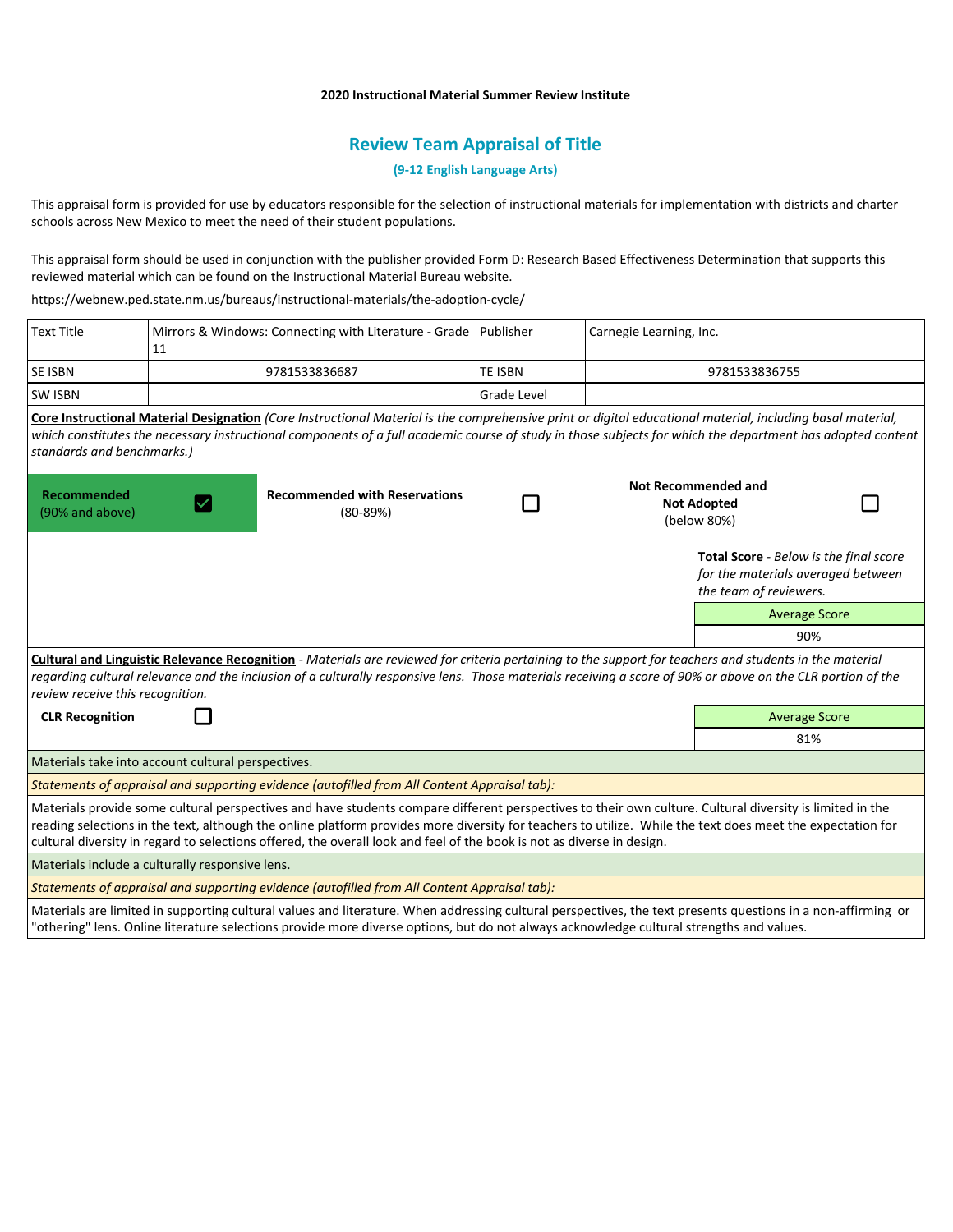**2020 Instructional Material Summer Review Institute**

## Review Team Appraisal of Title

### (9-12 English Language Arts)

This appraisal form is provided for use by educators responsible for the selection of instructional materials for implementation with districts and charter schools across New Mexico to meet the need of their student populations.

This appraisal form should be used in conjunction with the publisher provided Form D: Research Based Effectiveness Determination that supports this reviewed material which can be found on the Instructional Material Bureau website.

https://webnew.ped.state.nm.us/bureaus/instructional-materials/the-adoption-cycle/

| Text Title | Mirrors & Windows: Connecting with Literature - Grade 11 | Publisher | Carnegie Learning, Inc. |
|---|---|---|---|
| SE ISBN | 9781533836687 | TE ISBN | 9781533836755 |
| SW ISBN | | Grade Level | |

**Core Instructional Material Designation** *(Core Instructional Material is the comprehensive print or digital educational material, including basal material, which constitutes the necessary instructional components of a full academic course of study in those subjects for which the department has adopted content standards and benchmarks.)*

| Recommended (90% and above) | Recommended with Reservations (80-89%) | Not Recommended and Not Adopted (below 80%) |
|---|---|---|
| ☑ | ☐ | ☐ |

**Total Score** - *Below is the final score for the materials averaged between the team of reviewers.*

| Average Score |
|---|
| 90% |

**Cultural and Linguistic Relevance Recognition** - *Materials are reviewed for criteria pertaining to the support for teachers and students in the material regarding cultural relevance and the inclusion of a culturally responsive lens. Those materials receiving a score of 90% or above on the CLR portion of the review receive this recognition.*

**CLR Recognition** ☐

| Average Score |
|---|
| 81% |

Materials take into account cultural perspectives.

*Statements of appraisal and supporting evidence (autofilled from All Content Appraisal tab):*

Materials provide some cultural perspectives and have students compare different perspectives to their own culture. Cultural diversity is limited in the reading selections in the text, although the online platform provides more diversity for teachers to utilize. While the text does meet the expectation for cultural diversity in regard to selections offered, the overall look and feel of the book is not as diverse in design.

Materials include a culturally responsive lens.

*Statements of appraisal and supporting evidence (autofilled from All Content Appraisal tab):*

Materials are limited in supporting cultural values and literature. When addressing cultural perspectives, the text presents questions in a non-affirming or "othering" lens. Online literature selections provide more diverse options, but do not always acknowledge cultural strengths and values.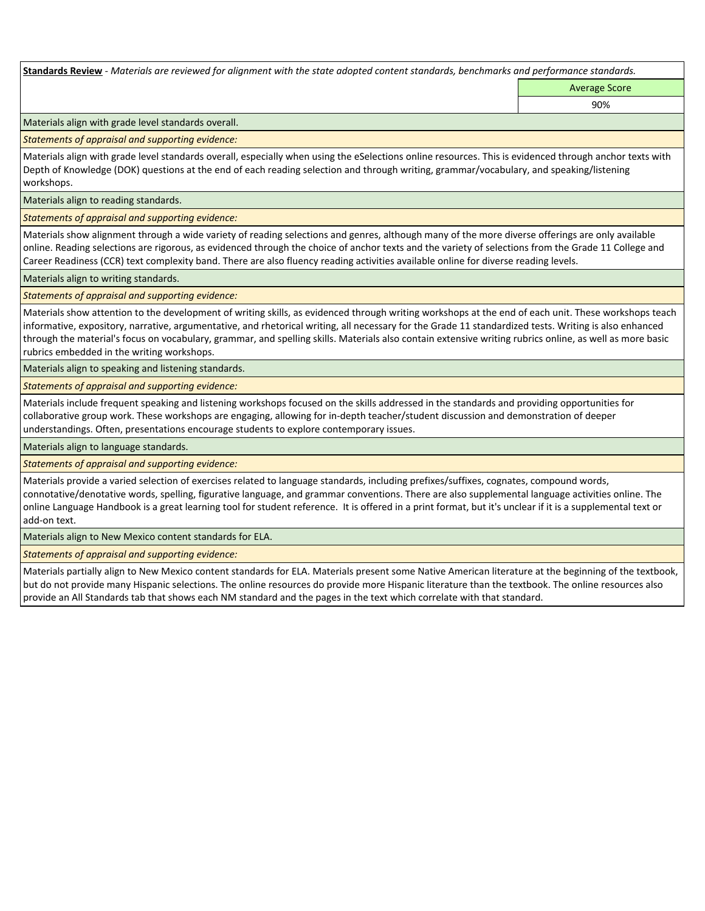**Standards Review** - *Materials are reviewed for alignment with the state adopted content standards, benchmarks and performance standards.*

| | Average Score |
|---|---|
| | 90% |

Materials align with grade level standards overall.

*Statements of appraisal and supporting evidence:*

Materials align with grade level standards overall, especially when using the eSelections online resources. This is evidenced through anchor texts with Depth of Knowledge (DOK) questions at the end of each reading selection and through writing, grammar/vocabulary, and speaking/listening workshops.

Materials align to reading standards.

*Statements of appraisal and supporting evidence:*

Materials show alignment through a wide variety of reading selections and genres, although many of the more diverse offerings are only available online. Reading selections are rigorous, as evidenced through the choice of anchor texts and the variety of selections from the Grade 11 College and Career Readiness (CCR) text complexity band. There are also fluency reading activities available online for diverse reading levels.

Materials align to writing standards.

*Statements of appraisal and supporting evidence:*

Materials show attention to the development of writing skills, as evidenced through writing workshops at the end of each unit. These workshops teach informative, expository, narrative, argumentative, and rhetorical writing, all necessary for the Grade 11 standardized tests. Writing is also enhanced through the material's focus on vocabulary, grammar, and spelling skills. Materials also contain extensive writing rubrics online, as well as more basic rubrics embedded in the writing workshops.

Materials align to speaking and listening standards.

*Statements of appraisal and supporting evidence:*

Materials include frequent speaking and listening workshops focused on the skills addressed in the standards and providing opportunities for collaborative group work. These workshops are engaging, allowing for in-depth teacher/student discussion and demonstration of deeper understandings. Often, presentations encourage students to explore contemporary issues.

Materials align to language standards.

*Statements of appraisal and supporting evidence:*

Materials provide a varied selection of exercises related to language standards, including prefixes/suffixes, cognates, compound words, connotative/denotative words, spelling, figurative language, and grammar conventions. There are also supplemental language activities online. The online Language Handbook is a great learning tool for student reference. It is offered in a print format, but it's unclear if it is a supplemental text or add-on text.

Materials align to New Mexico content standards for ELA.

*Statements of appraisal and supporting evidence:*

Materials partially align to New Mexico content standards for ELA. Materials present some Native American literature at the beginning of the textbook, but do not provide many Hispanic selections. The online resources do provide more Hispanic literature than the textbook. The online resources also provide an All Standards tab that shows each NM standard and the pages in the text which correlate with that standard.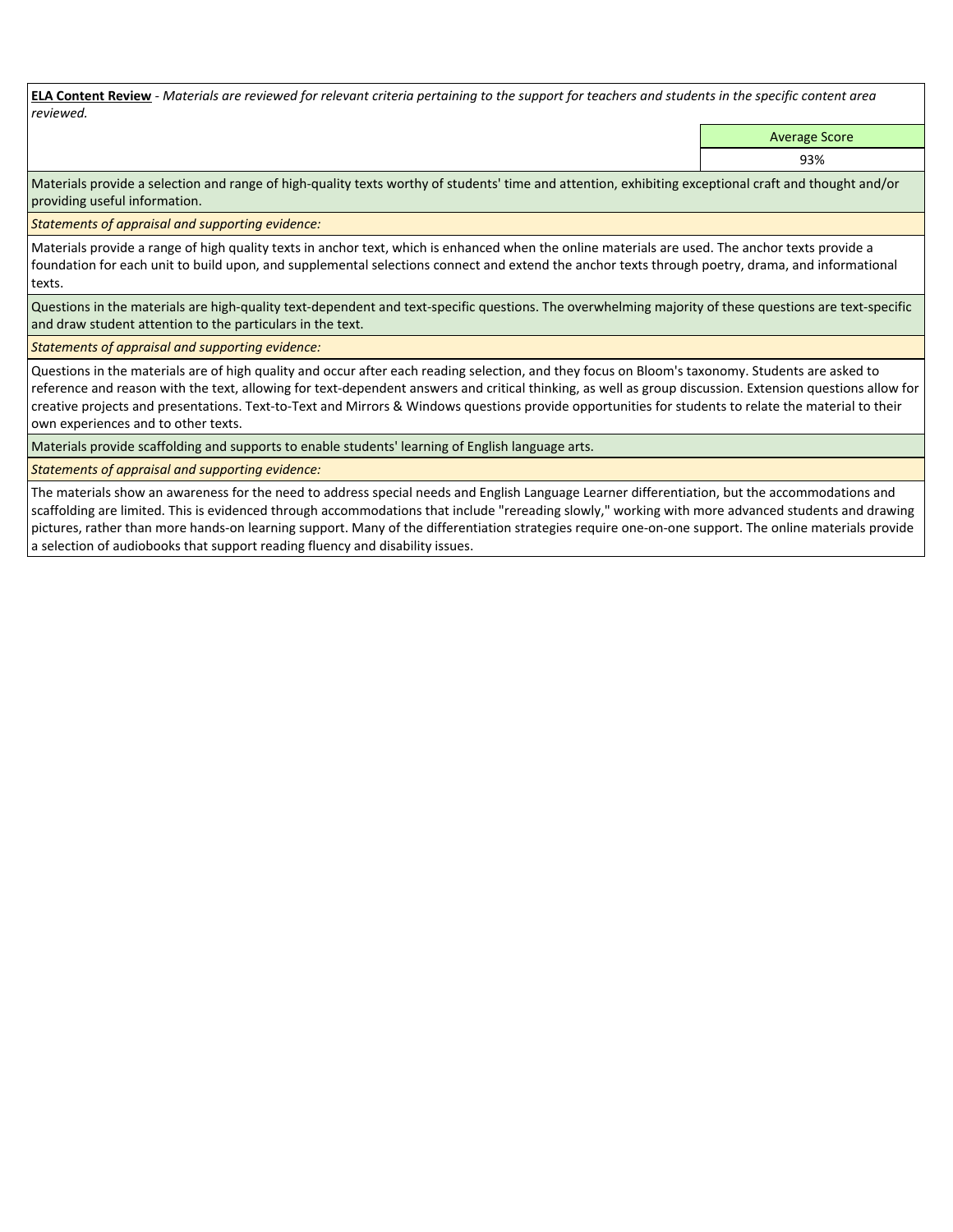**ELA Content Review** - *Materials are reviewed for relevant criteria pertaining to the support for teachers and students in the specific content area reviewed.*

| Average Score |
|---|
| 93% |

Materials provide a selection and range of high-quality texts worthy of students' time and attention, exhibiting exceptional craft and thought and/or providing useful information.

*Statements of appraisal and supporting evidence:*

Materials provide a range of high quality texts in anchor text, which is enhanced when the online materials are used. The anchor texts provide a foundation for each unit to build upon, and supplemental selections connect and extend the anchor texts through poetry, drama, and informational texts.

Questions in the materials are high-quality text-dependent and text-specific questions. The overwhelming majority of these questions are text-specific and draw student attention to the particulars in the text.

*Statements of appraisal and supporting evidence:*

Questions in the materials are of high quality and occur after each reading selection, and they focus on Bloom's taxonomy. Students are asked to reference and reason with the text, allowing for text-dependent answers and critical thinking, as well as group discussion. Extension questions allow for creative projects and presentations. Text-to-Text and Mirrors & Windows questions provide opportunities for students to relate the material to their own experiences and to other texts.

Materials provide scaffolding and supports to enable students' learning of English language arts.

*Statements of appraisal and supporting evidence:*

The materials show an awareness for the need to address special needs and English Language Learner differentiation, but the accommodations and scaffolding are limited. This is evidenced through accommodations that include "rereading slowly," working with more advanced students and drawing pictures, rather than more hands-on learning support. Many of the differentiation strategies require one-on-one support. The online materials provide a selection of audiobooks that support reading fluency and disability issues.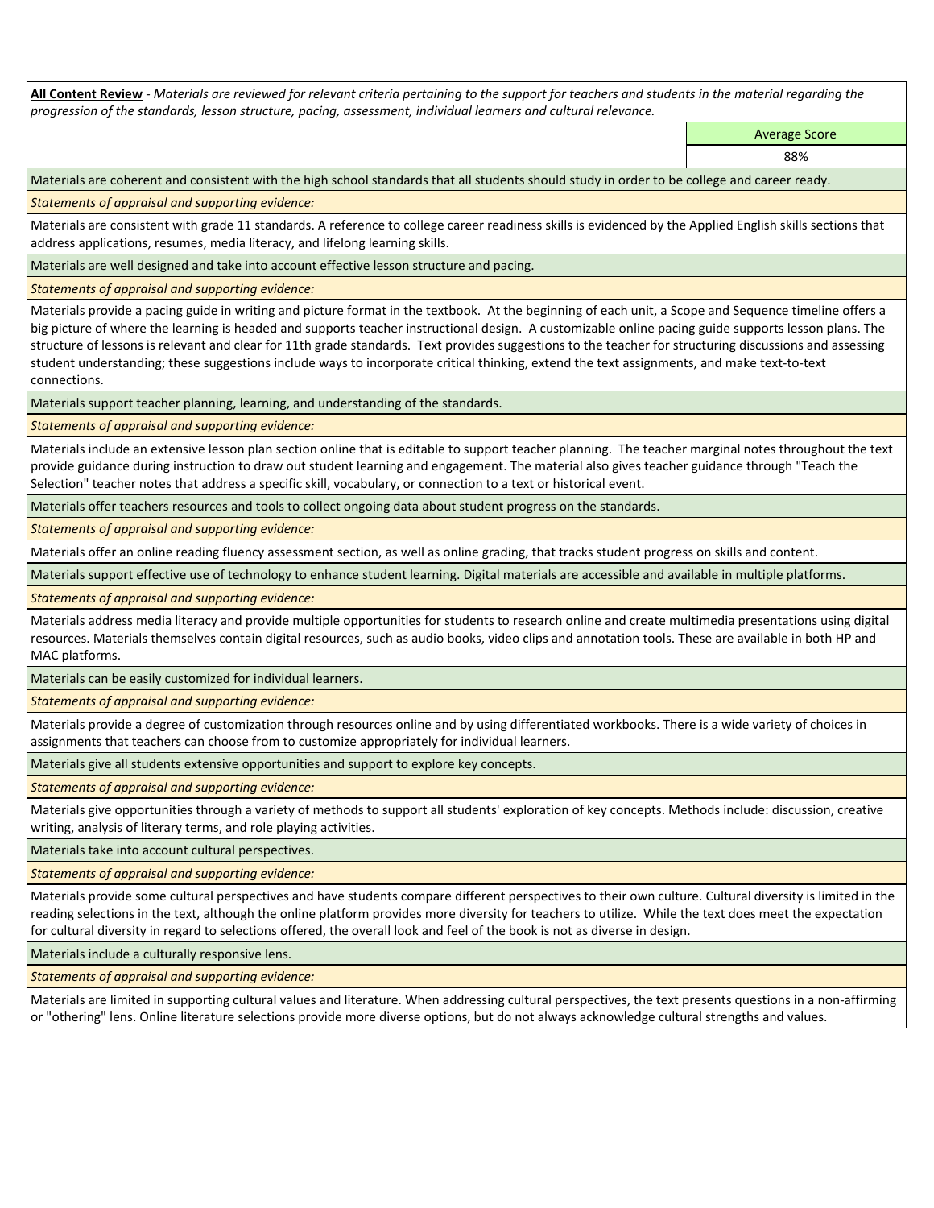**All Content Review** - *Materials are reviewed for relevant criteria pertaining to the support for teachers and students in the material regarding the progression of the standards, lesson structure, pacing, assessment, individual learners and cultural relevance.*

| | Average Score |
|---|---|
| | 88% |

Materials are coherent and consistent with the high school standards that all students should study in order to be college and career ready.

*Statements of appraisal and supporting evidence:*

Materials are consistent with grade 11 standards. A reference to college career readiness skills is evidenced by the Applied English skills sections that address applications, resumes, media literacy, and lifelong learning skills.

Materials are well designed and take into account effective lesson structure and pacing.

*Statements of appraisal and supporting evidence:*

Materials provide a pacing guide in writing and picture format in the textbook. At the beginning of each unit, a Scope and Sequence timeline offers a big picture of where the learning is headed and supports teacher instructional design. A customizable online pacing guide supports lesson plans. The structure of lessons is relevant and clear for 11th grade standards. Text provides suggestions to the teacher for structuring discussions and assessing student understanding; these suggestions include ways to incorporate critical thinking, extend the text assignments, and make text-to-text connections.

Materials support teacher planning, learning, and understanding of the standards.

*Statements of appraisal and supporting evidence:*

Materials include an extensive lesson plan section online that is editable to support teacher planning. The teacher marginal notes throughout the text provide guidance during instruction to draw out student learning and engagement. The material also gives teacher guidance through "Teach the Selection" teacher notes that address a specific skill, vocabulary, or connection to a text or historical event.

Materials offer teachers resources and tools to collect ongoing data about student progress on the standards.

*Statements of appraisal and supporting evidence:*

Materials offer an online reading fluency assessment section, as well as online grading, that tracks student progress on skills and content.

Materials support effective use of technology to enhance student learning. Digital materials are accessible and available in multiple platforms.

*Statements of appraisal and supporting evidence:*

Materials address media literacy and provide multiple opportunities for students to research online and create multimedia presentations using digital resources. Materials themselves contain digital resources, such as audio books, video clips and annotation tools. These are available in both HP and MAC platforms.

Materials can be easily customized for individual learners.

*Statements of appraisal and supporting evidence:*

Materials provide a degree of customization through resources online and by using differentiated workbooks. There is a wide variety of choices in assignments that teachers can choose from to customize appropriately for individual learners.

Materials give all students extensive opportunities and support to explore key concepts.

*Statements of appraisal and supporting evidence:*

Materials give opportunities through a variety of methods to support all students' exploration of key concepts. Methods include: discussion, creative writing, analysis of literary terms, and role playing activities.

Materials take into account cultural perspectives.

*Statements of appraisal and supporting evidence:*

Materials provide some cultural perspectives and have students compare different perspectives to their own culture. Cultural diversity is limited in the reading selections in the text, although the online platform provides more diversity for teachers to utilize. While the text does meet the expectation for cultural diversity in regard to selections offered, the overall look and feel of the book is not as diverse in design.

Materials include a culturally responsive lens.

*Statements of appraisal and supporting evidence:*

Materials are limited in supporting cultural values and literature. When addressing cultural perspectives, the text presents questions in a non-affirming or "othering" lens. Online literature selections provide more diverse options, but do not always acknowledge cultural strengths and values.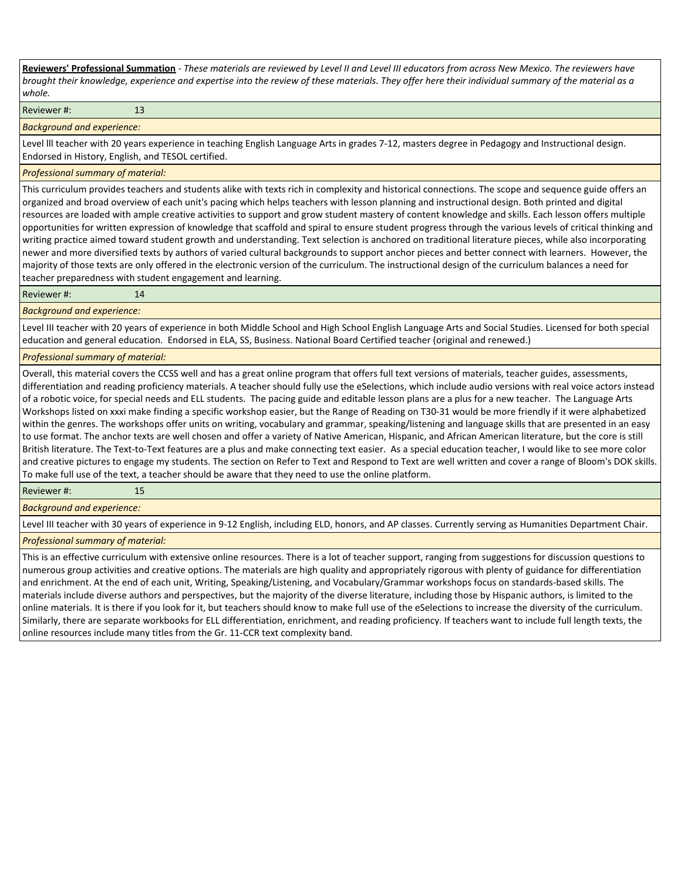**<u>Reviewers' Professional Summation</u>** - *These materials are reviewed by Level II and Level III educators from across New Mexico. The reviewers have brought their knowledge, experience and expertise into the review of these materials. They offer here their individual summary of the material as a whole.*

Reviewer #: 13

*Background and experience:*

Level lll teacher with 20 years experience in teaching English Language Arts in grades 7-12, masters degree in Pedagogy and Instructional design. Endorsed in History, English, and TESOL certified.

*Professional summary of material:*

This curriculum provides teachers and students alike with texts rich in complexity and historical connections. The scope and sequence guide offers an organized and broad overview of each unit's pacing which helps teachers with lesson planning and instructional design. Both printed and digital resources are loaded with ample creative activities to support and grow student mastery of content knowledge and skills. Each lesson offers multiple opportunities for written expression of knowledge that scaffold and spiral to ensure student progress through the various levels of critical thinking and writing practice aimed toward student growth and understanding. Text selection is anchored on traditional literature pieces, while also incorporating newer and more diversified texts by authors of varied cultural backgrounds to support anchor pieces and better connect with learners. However, the majority of those texts are only offered in the electronic version of the curriculum. The instructional design of the curriculum balances a need for teacher preparedness with student engagement and learning.

Reviewer #: 14

*Background and experience:*

Level III teacher with 20 years of experience in both Middle School and High School English Language Arts and Social Studies. Licensed for both special education and general education. Endorsed in ELA, SS, Business. National Board Certified teacher (original and renewed.)

*Professional summary of material:*

Overall, this material covers the CCSS well and has a great online program that offers full text versions of materials, teacher guides, assessments, differentiation and reading proficiency materials. A teacher should fully use the eSelections, which include audio versions with real voice actors instead of a robotic voice, for special needs and ELL students. The pacing guide and editable lesson plans are a plus for a new teacher. The Language Arts Workshops listed on xxxi make finding a specific workshop easier, but the Range of Reading on T30-31 would be more friendly if it were alphabetized within the genres. The workshops offer units on writing, vocabulary and grammar, speaking/listening and language skills that are presented in an easy to use format. The anchor texts are well chosen and offer a variety of Native American, Hispanic, and African American literature, but the core is still British literature. The Text-to-Text features are a plus and make connecting text easier. As a special education teacher, I would like to see more color and creative pictures to engage my students. The section on Refer to Text and Respond to Text are well written and cover a range of Bloom's DOK skills. To make full use of the text, a teacher should be aware that they need to use the online platform.

Reviewer #: 15

*Background and experience:*

Level III teacher with 30 years of experience in 9-12 English, including ELD, honors, and AP classes. Currently serving as Humanities Department Chair.

*Professional summary of material:*

This is an effective curriculum with extensive online resources. There is a lot of teacher support, ranging from suggestions for discussion questions to numerous group activities and creative options. The materials are high quality and appropriately rigorous with plenty of guidance for differentiation and enrichment. At the end of each unit, Writing, Speaking/Listening, and Vocabulary/Grammar workshops focus on standards-based skills. The materials include diverse authors and perspectives, but the majority of the diverse literature, including those by Hispanic authors, is limited to the online materials. It is there if you look for it, but teachers should know to make full use of the eSelections to increase the diversity of the curriculum. Similarly, there are separate workbooks for ELL differentiation, enrichment, and reading proficiency. If teachers want to include full length texts, the online resources include many titles from the Gr. 11-CCR text complexity band.